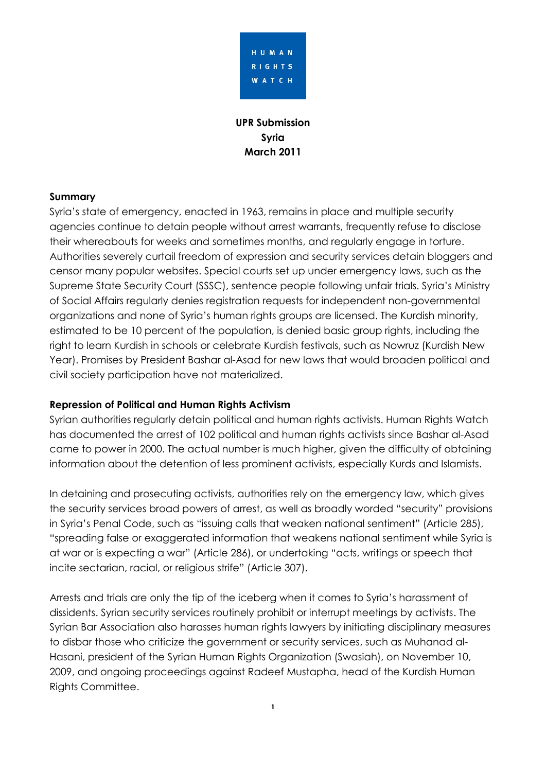HUMAN RIGHTS WATCH

**UPR Submission**
**Syria**
**March 2011**

## Summary

Syria's state of emergency, enacted in 1963, remains in place and multiple security agencies continue to detain people without arrest warrants, frequently refuse to disclose their whereabouts for weeks and sometimes months, and regularly engage in torture. Authorities severely curtail freedom of expression and security services detain bloggers and censor many popular websites. Special courts set up under emergency laws, such as the Supreme State Security Court (SSSC), sentence people following unfair trials. Syria's Ministry of Social Affairs regularly denies registration requests for independent non-governmental organizations and none of Syria's human rights groups are licensed. The Kurdish minority, estimated to be 10 percent of the population, is denied basic group rights, including the right to learn Kurdish in schools or celebrate Kurdish festivals, such as Nowruz (Kurdish New Year). Promises by President Bashar al-Asad for new laws that would broaden political and civil society participation have not materialized.

## Repression of Political and Human Rights Activism

Syrian authorities regularly detain political and human rights activists. Human Rights Watch has documented the arrest of 102 political and human rights activists since Bashar al-Asad came to power in 2000. The actual number is much higher, given the difficulty of obtaining information about the detention of less prominent activists, especially Kurds and Islamists.

In detaining and prosecuting activists, authorities rely on the emergency law, which gives the security services broad powers of arrest, as well as broadly worded "security" provisions in Syria's Penal Code, such as "issuing calls that weaken national sentiment" (Article 285), "spreading false or exaggerated information that weakens national sentiment while Syria is at war or is expecting a war" (Article 286), or undertaking "acts, writings or speech that incite sectarian, racial, or religious strife" (Article 307).

Arrests and trials are only the tip of the iceberg when it comes to Syria's harassment of dissidents. Syrian security services routinely prohibit or interrupt meetings by activists. The Syrian Bar Association also harasses human rights lawyers by initiating disciplinary measures to disbar those who criticize the government or security services, such as Muhanad al-Hasani, president of the Syrian Human Rights Organization (Swasiah), on November 10, 2009, and ongoing proceedings against Radeef Mustapha, head of the Kurdish Human Rights Committee.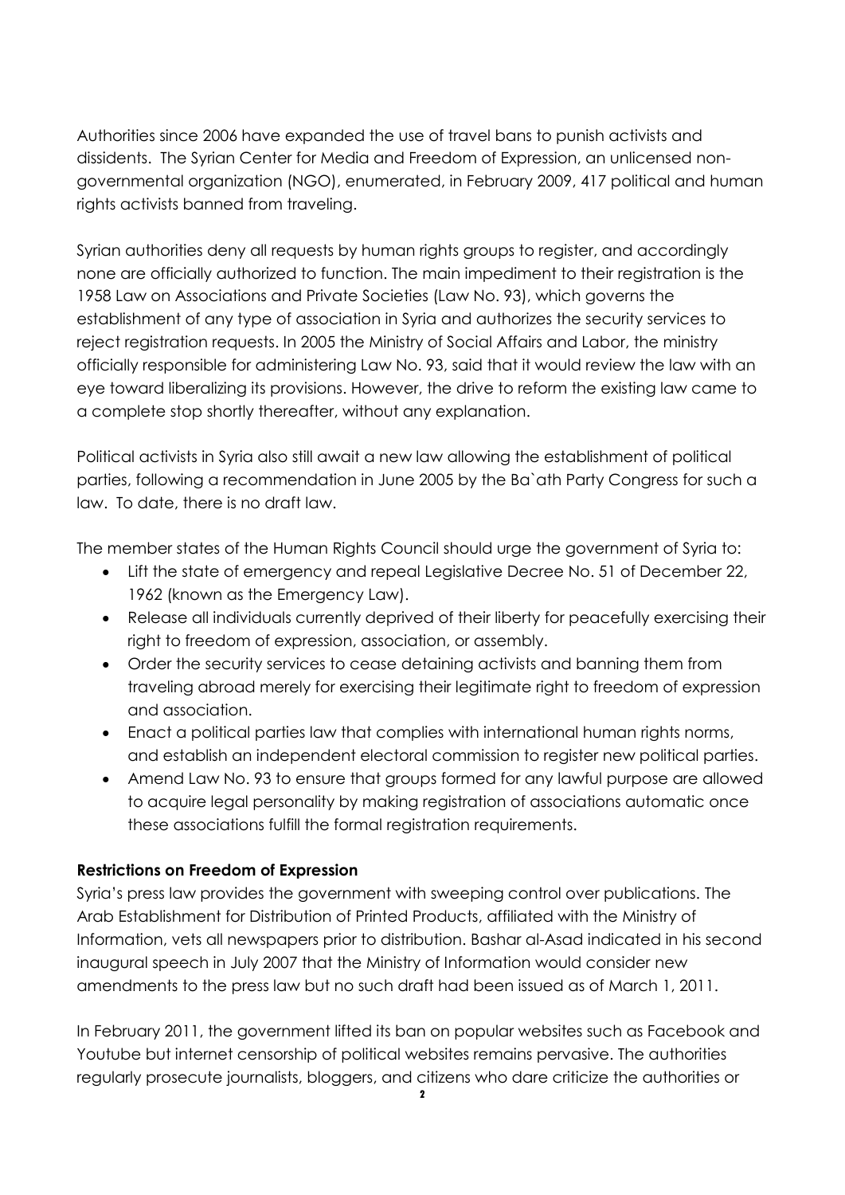Authorities since 2006 have expanded the use of travel bans to punish activists and dissidents. The Syrian Center for Media and Freedom of Expression, an unlicensed non-governmental organization (NGO), enumerated, in February 2009, 417 political and human rights activists banned from traveling.

Syrian authorities deny all requests by human rights groups to register, and accordingly none are officially authorized to function. The main impediment to their registration is the 1958 Law on Associations and Private Societies (Law No. 93), which governs the establishment of any type of association in Syria and authorizes the security services to reject registration requests. In 2005 the Ministry of Social Affairs and Labor, the ministry officially responsible for administering Law No. 93, said that it would review the law with an eye toward liberalizing its provisions. However, the drive to reform the existing law came to a complete stop shortly thereafter, without any explanation.

Political activists in Syria also still await a new law allowing the establishment of political parties, following a recommendation in June 2005 by the Ba`ath Party Congress for such a law. To date, there is no draft law.

The member states of the Human Rights Council should urge the government of Syria to:

- Lift the state of emergency and repeal Legislative Decree No. 51 of December 22, 1962 (known as the Emergency Law).
- Release all individuals currently deprived of their liberty for peacefully exercising their right to freedom of expression, association, or assembly.
- Order the security services to cease detaining activists and banning them from traveling abroad merely for exercising their legitimate right to freedom of expression and association.
- Enact a political parties law that complies with international human rights norms, and establish an independent electoral commission to register new political parties.
- Amend Law No. 93 to ensure that groups formed for any lawful purpose are allowed to acquire legal personality by making registration of associations automatic once these associations fulfill the formal registration requirements.

**Restrictions on Freedom of Expression**

Syria's press law provides the government with sweeping control over publications. The Arab Establishment for Distribution of Printed Products, affiliated with the Ministry of Information, vets all newspapers prior to distribution. Bashar al-Asad indicated in his second inaugural speech in July 2007 that the Ministry of Information would consider new amendments to the press law but no such draft had been issued as of March 1, 2011.

In February 2011, the government lifted its ban on popular websites such as Facebook and Youtube but internet censorship of political websites remains pervasive. The authorities regularly prosecute journalists, bloggers, and citizens who dare criticize the authorities or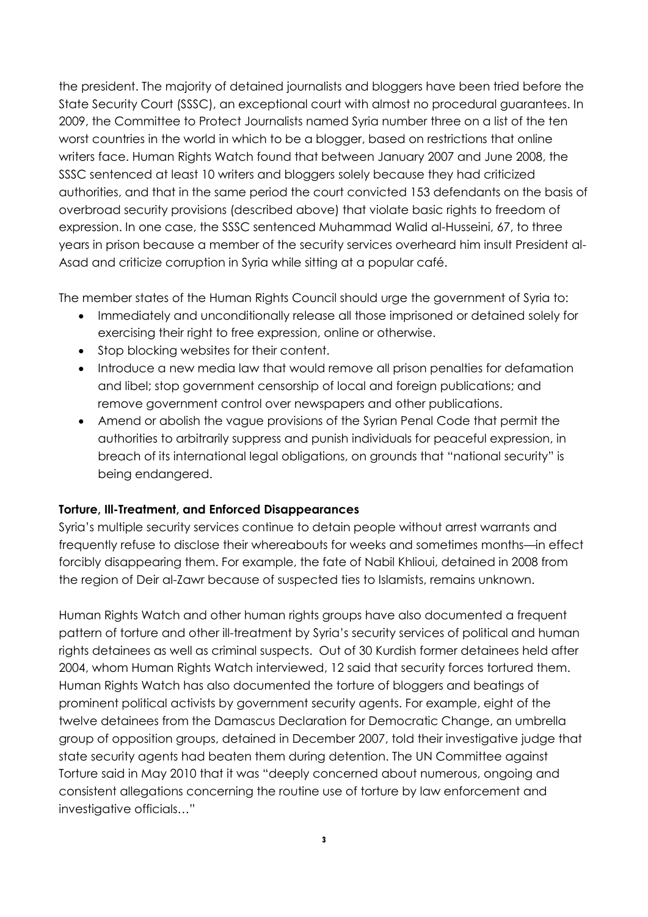the president. The majority of detained journalists and bloggers have been tried before the State Security Court (SSSC), an exceptional court with almost no procedural guarantees. In 2009, the Committee to Protect Journalists named Syria number three on a list of the ten worst countries in the world in which to be a blogger, based on restrictions that online writers face. Human Rights Watch found that between January 2007 and June 2008, the SSSC sentenced at least 10 writers and bloggers solely because they had criticized authorities, and that in the same period the court convicted 153 defendants on the basis of overbroad security provisions (described above) that violate basic rights to freedom of expression. In one case, the SSSC sentenced Muhammad Walid al-Husseini, 67, to three years in prison because a member of the security services overheard him insult President al-Asad and criticize corruption in Syria while sitting at a popular café.

The member states of the Human Rights Council should urge the government of Syria to:

- Immediately and unconditionally release all those imprisoned or detained solely for exercising their right to free expression, online or otherwise.
- Stop blocking websites for their content.
- Introduce a new media law that would remove all prison penalties for defamation and libel; stop government censorship of local and foreign publications; and remove government control over newspapers and other publications.
- Amend or abolish the vague provisions of the Syrian Penal Code that permit the authorities to arbitrarily suppress and punish individuals for peaceful expression, in breach of its international legal obligations, on grounds that "national security" is being endangered.

**Torture, Ill-Treatment, and Enforced Disappearances**

Syria's multiple security services continue to detain people without arrest warrants and frequently refuse to disclose their whereabouts for weeks and sometimes months—in effect forcibly disappearing them. For example, the fate of Nabil Khlioui, detained in 2008 from the region of Deir al-Zawr because of suspected ties to Islamists, remains unknown.

Human Rights Watch and other human rights groups have also documented a frequent pattern of torture and other ill-treatment by Syria's security services of political and human rights detainees as well as criminal suspects. Out of 30 Kurdish former detainees held after 2004, whom Human Rights Watch interviewed, 12 said that security forces tortured them. Human Rights Watch has also documented the torture of bloggers and beatings of prominent political activists by government security agents. For example, eight of the twelve detainees from the Damascus Declaration for Democratic Change, an umbrella group of opposition groups, detained in December 2007, told their investigative judge that state security agents had beaten them during detention. The UN Committee against Torture said in May 2010 that it was "deeply concerned about numerous, ongoing and consistent allegations concerning the routine use of torture by law enforcement and investigative officials…"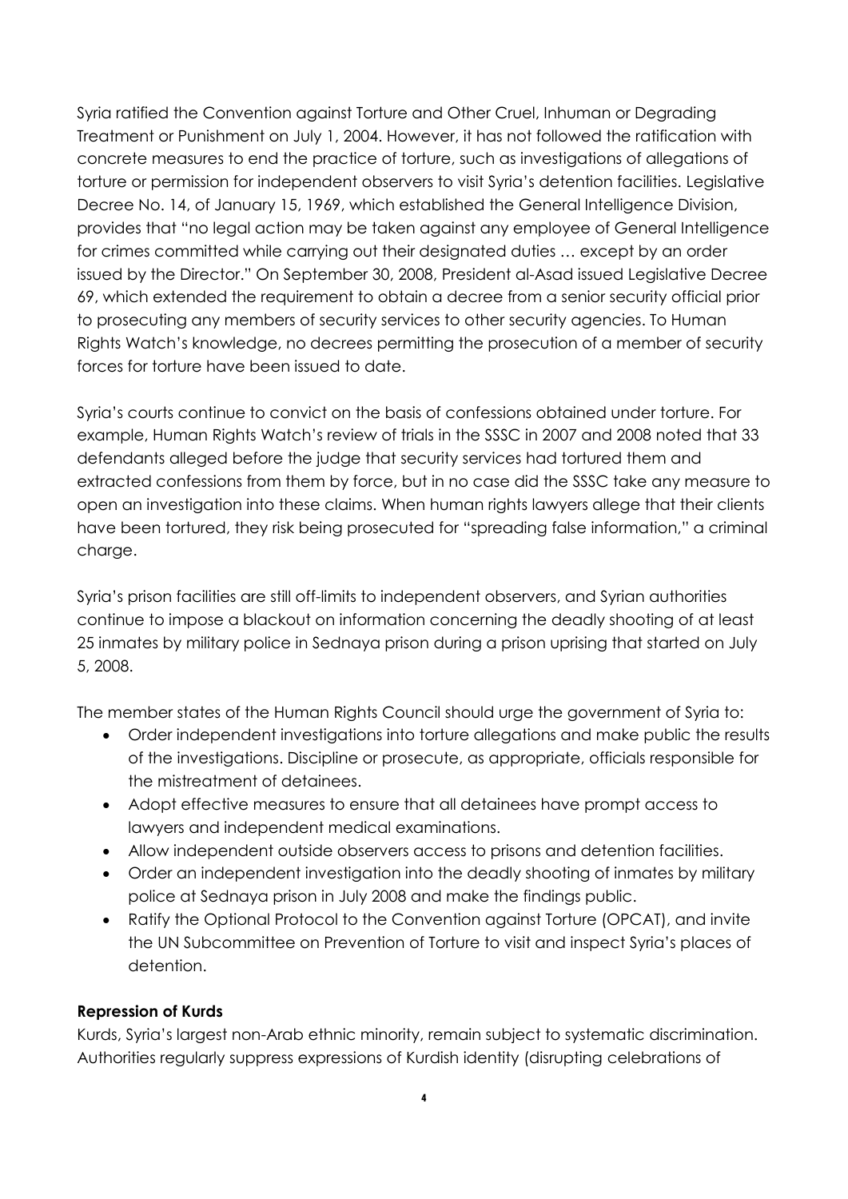Syria ratified the Convention against Torture and Other Cruel, Inhuman or Degrading Treatment or Punishment on July 1, 2004. However, it has not followed the ratification with concrete measures to end the practice of torture, such as investigations of allegations of torture or permission for independent observers to visit Syria's detention facilities. Legislative Decree No. 14, of January 15, 1969, which established the General Intelligence Division, provides that "no legal action may be taken against any employee of General Intelligence for crimes committed while carrying out their designated duties … except by an order issued by the Director." On September 30, 2008, President al-Asad issued Legislative Decree 69, which extended the requirement to obtain a decree from a senior security official prior to prosecuting any members of security services to other security agencies. To Human Rights Watch's knowledge, no decrees permitting the prosecution of a member of security forces for torture have been issued to date.

Syria's courts continue to convict on the basis of confessions obtained under torture. For example, Human Rights Watch's review of trials in the SSSC in 2007 and 2008 noted that 33 defendants alleged before the judge that security services had tortured them and extracted confessions from them by force, but in no case did the SSSC take any measure to open an investigation into these claims. When human rights lawyers allege that their clients have been tortured, they risk being prosecuted for "spreading false information," a criminal charge.

Syria's prison facilities are still off-limits to independent observers, and Syrian authorities continue to impose a blackout on information concerning the deadly shooting of at least 25 inmates by military police in Sednaya prison during a prison uprising that started on July 5, 2008.

The member states of the Human Rights Council should urge the government of Syria to:

- Order independent investigations into torture allegations and make public the results of the investigations. Discipline or prosecute, as appropriate, officials responsible for the mistreatment of detainees.
- Adopt effective measures to ensure that all detainees have prompt access to lawyers and independent medical examinations.
- Allow independent outside observers access to prisons and detention facilities.
- Order an independent investigation into the deadly shooting of inmates by military police at Sednaya prison in July 2008 and make the findings public.
- Ratify the Optional Protocol to the Convention against Torture (OPCAT), and invite the UN Subcommittee on Prevention of Torture to visit and inspect Syria's places of detention.

**Repression of Kurds**

Kurds, Syria's largest non-Arab ethnic minority, remain subject to systematic discrimination. Authorities regularly suppress expressions of Kurdish identity (disrupting celebrations of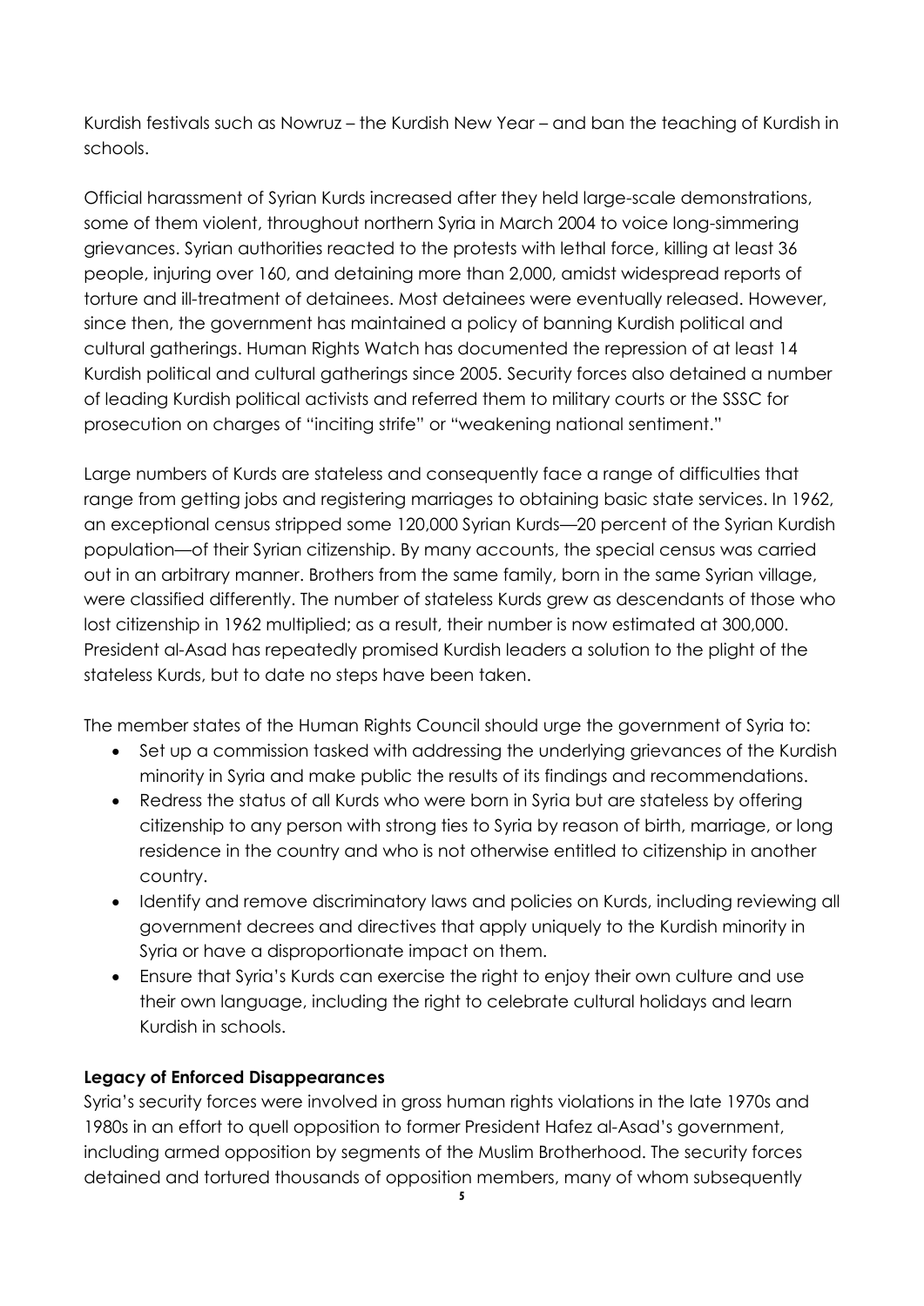Kurdish festivals such as Nowruz – the Kurdish New Year – and ban the teaching of Kurdish in schools.

Official harassment of Syrian Kurds increased after they held large-scale demonstrations, some of them violent, throughout northern Syria in March 2004 to voice long-simmering grievances. Syrian authorities reacted to the protests with lethal force, killing at least 36 people, injuring over 160, and detaining more than 2,000, amidst widespread reports of torture and ill-treatment of detainees. Most detainees were eventually released. However, since then, the government has maintained a policy of banning Kurdish political and cultural gatherings. Human Rights Watch has documented the repression of at least 14 Kurdish political and cultural gatherings since 2005. Security forces also detained a number of leading Kurdish political activists and referred them to military courts or the SSSC for prosecution on charges of "inciting strife" or "weakening national sentiment."

Large numbers of Kurds are stateless and consequently face a range of difficulties that range from getting jobs and registering marriages to obtaining basic state services. In 1962, an exceptional census stripped some 120,000 Syrian Kurds—20 percent of the Syrian Kurdish population—of their Syrian citizenship. By many accounts, the special census was carried out in an arbitrary manner. Brothers from the same family, born in the same Syrian village, were classified differently. The number of stateless Kurds grew as descendants of those who lost citizenship in 1962 multiplied; as a result, their number is now estimated at 300,000. President al-Asad has repeatedly promised Kurdish leaders a solution to the plight of the stateless Kurds, but to date no steps have been taken.

The member states of the Human Rights Council should urge the government of Syria to:

- Set up a commission tasked with addressing the underlying grievances of the Kurdish minority in Syria and make public the results of its findings and recommendations.
- Redress the status of all Kurds who were born in Syria but are stateless by offering citizenship to any person with strong ties to Syria by reason of birth, marriage, or long residence in the country and who is not otherwise entitled to citizenship in another country.
- Identify and remove discriminatory laws and policies on Kurds, including reviewing all government decrees and directives that apply uniquely to the Kurdish minority in Syria or have a disproportionate impact on them.
- Ensure that Syria's Kurds can exercise the right to enjoy their own culture and use their own language, including the right to celebrate cultural holidays and learn Kurdish in schools.

**Legacy of Enforced Disappearances**

Syria's security forces were involved in gross human rights violations in the late 1970s and 1980s in an effort to quell opposition to former President Hafez al-Asad's government, including armed opposition by segments of the Muslim Brotherhood. The security forces detained and tortured thousands of opposition members, many of whom subsequently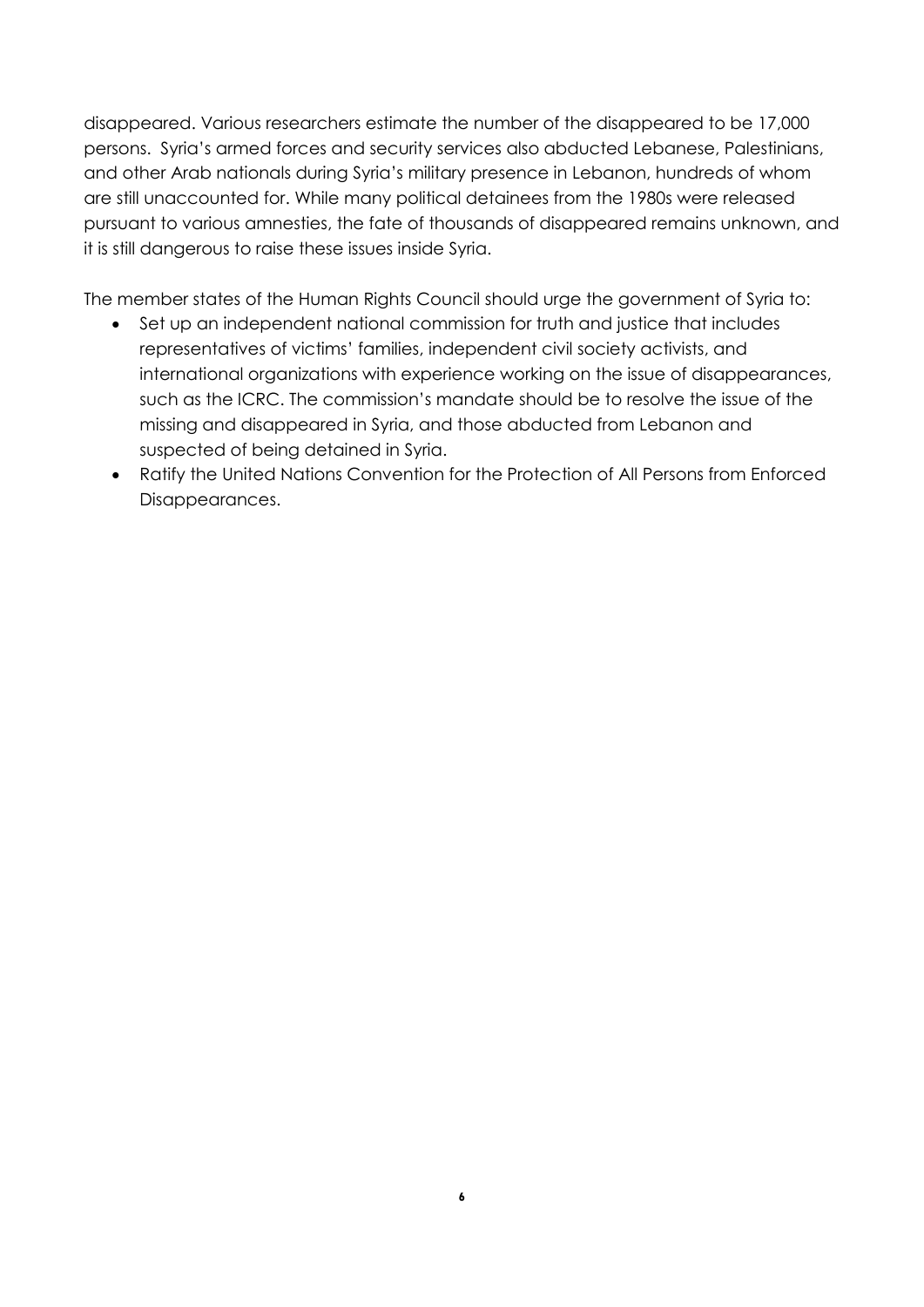disappeared. Various researchers estimate the number of the disappeared to be 17,000 persons. Syria's armed forces and security services also abducted Lebanese, Palestinians, and other Arab nationals during Syria's military presence in Lebanon, hundreds of whom are still unaccounted for. While many political detainees from the 1980s were released pursuant to various amnesties, the fate of thousands of disappeared remains unknown, and it is still dangerous to raise these issues inside Syria.

The member states of the Human Rights Council should urge the government of Syria to:

- Set up an independent national commission for truth and justice that includes representatives of victims' families, independent civil society activists, and international organizations with experience working on the issue of disappearances, such as the ICRC. The commission's mandate should be to resolve the issue of the missing and disappeared in Syria, and those abducted from Lebanon and suspected of being detained in Syria.
- Ratify the United Nations Convention for the Protection of All Persons from Enforced Disappearances.